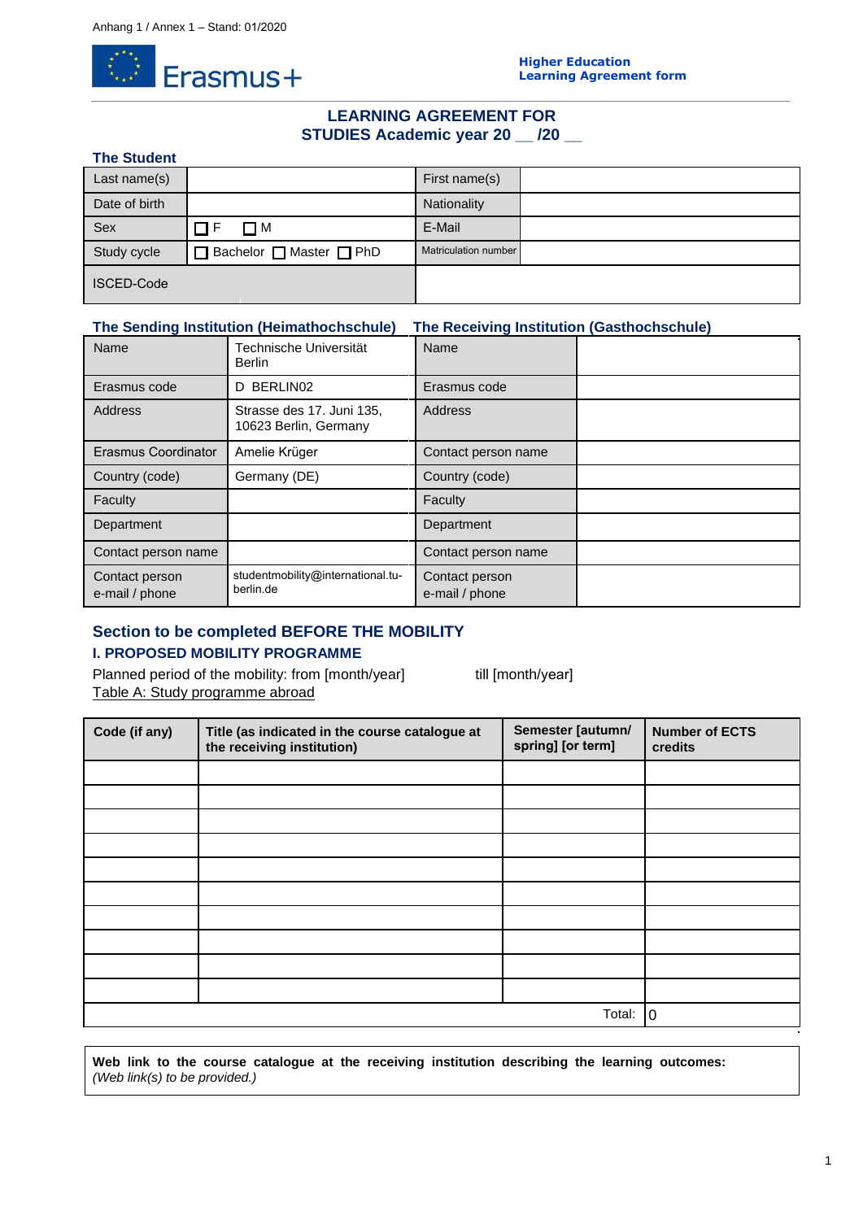Anhang 1 / Annex 1 – Stand: 01/2020

Erasmus+

**Higher Education**
**Learning Agreement form**

## LEARNING AGREEMENT FOR STUDIES Academic year 20 __ /20 __

### The Student

| Last name(s) | | First name(s) | |
|---|---|---|---|
| Date of birth | | Nationality | |
| Sex | ☐ F ☐ M | E-Mail | |
| Study cycle | ☐ Bachelor ☐ Master ☐ PhD | Matriculation number | |
| ISCED-Code | | | |

### The Sending Institution (Heimathochschule) / The Receiving Institution (Gasthochschule)

| Name | Technische Universität Berlin | Name | |
|---|---|---|---|
| Erasmus code | D BERLIN02 | Erasmus code | |
| Address | Strasse des 17. Juni 135, 10623 Berlin, Germany | Address | |
| Erasmus Coordinator | Amelie Krüger | Contact person name | |
| Country (code) | Germany (DE) | Country (code) | |
| Faculty | | Faculty | |
| Department | | Department | |
| Contact person name | | Contact person name | |
| Contact person e-mail / phone | studentmobility@international.tu-berlin.de | Contact person e-mail / phone | |

## Section to be completed BEFORE THE MOBILITY

### I. PROPOSED MOBILITY PROGRAMME

Planned period of the mobility: from [month/year] till [month/year]

Table A: Study programme abroad

| Code (if any) | Title (as indicated in the course catalogue at the receiving institution) | Semester [autumn/ spring] [or term] | Number of ECTS credits |
|---|---|---|---|
| | | | |
| | | | |
| | | | |
| | | | |
| | | | |
| | | | |
| | | | |
| | | | |
| | | | |
| | | | |
| | | Total: | 0 |

**Web link to the course catalogue at the receiving institution describing the learning outcomes:**
*(Web link(s) to be provided.)*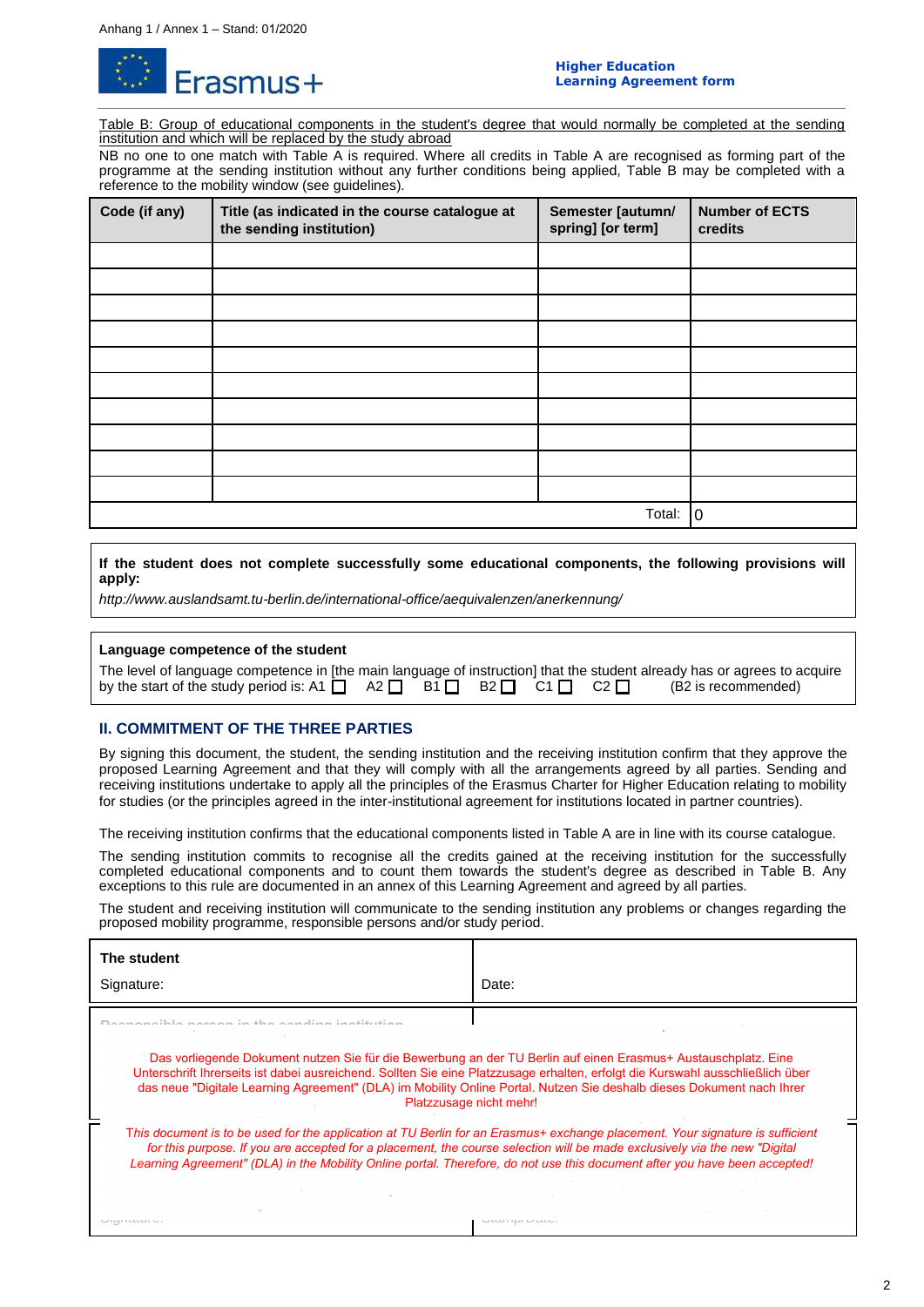Anhang 1 / Annex 1 – Stand: 01/2020

Erasmus+

**Higher Education Learning Agreement form**

Table B: Group of educational components in the student's degree that would normally be completed at the sending institution and which will be replaced by the study abroad

NB no one to one match with Table A is required. Where all credits in Table A are recognised as forming part of the programme at the sending institution without any further conditions being applied, Table B may be completed with a reference to the mobility window (see guidelines).

| Code (if any) | Title (as indicated in the course catalogue at the sending institution) | Semester [autumn/ spring] [or term] | Number of ECTS credits |
|---|---|---|---|
| | | | |
| | | | |
| | | | |
| | | | |
| | | | |
| | | | |
| | | | |
| | | | |
| | | | |
| | | | |
| | | Total: | 0 |

**If the student does not complete successfully some educational components, the following provisions will apply:**

*http://www.auslandsamt.tu-berlin.de/international-office/aequivalenzen/anerkennung/*

**Language competence of the student**

The level of language competence in [the main language of instruction] that the student already has or agrees to acquire by the start of the study period is: A1 ☐ A2 ☐ B1 ☐ B2 ☐ C1 ☐ C2 ☐ (B2 is recommended)

## II. COMMITMENT OF THE THREE PARTIES

By signing this document, the student, the sending institution and the receiving institution confirm that they approve the proposed Learning Agreement and that they will comply with all the arrangements agreed by all parties. Sending and receiving institutions undertake to apply all the principles of the Erasmus Charter for Higher Education relating to mobility for studies (or the principles agreed in the inter-institutional agreement for institutions located in partner countries).

The receiving institution confirms that the educational components listed in Table A are in line with its course catalogue.

The sending institution commits to recognise all the credits gained at the receiving institution for the successfully completed educational components and to count them towards the student's degree as described in Table B. Any exceptions to this rule are documented in an annex of this Learning Agreement and agreed by all parties.

The student and receiving institution will communicate to the sending institution any problems or changes regarding the proposed mobility programme, responsible persons and/or study period.

| | |
|---|---|
| **The student**<br>Signature: | Date: |
| Responsible person in the sending institution<br>Signature: | Stamp/Date: |

Das vorliegende Dokument nutzen Sie für die Bewerbung an der TU Berlin auf einen Erasmus+ Austauschplatz. Eine Unterschrift Ihrerseits ist dabei ausreichend. Sollten Sie eine Platzzusage erhalten, erfolgt die Kurswahl ausschließlich über das neue "Digitale Learning Agreement" (DLA) im Mobility Online Portal. Nutzen Sie deshalb dieses Dokument nach Ihrer Platzzusage nicht mehr!

*This document is to be used for the application at TU Berlin for an Erasmus+ exchange placement. Your signature is sufficient for this purpose. If you are accepted for a placement, the course selection will be made exclusively via the new "Digital Learning Agreement" (DLA) in the Mobility Online portal. Therefore, do not use this document after you have been accepted!*